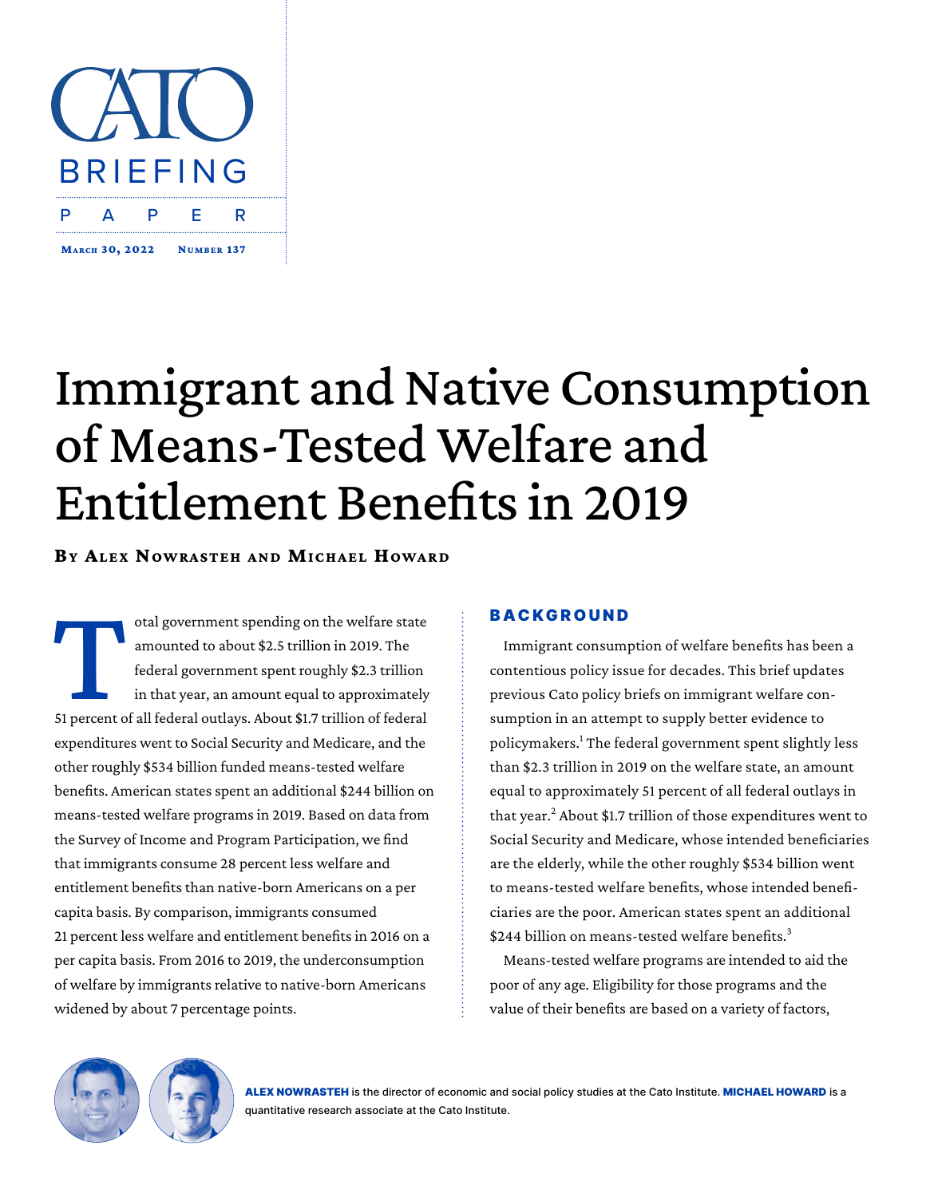CATO BRIEFING PAPER

March 30, 2022 Number 137

# Immigrant and Native Consumption of Means-Tested Welfare and Entitlement Benefits in 2019

**By Alex Nowrasteh and Michael Howard**

Total government spending on the welfare state amounted to about $2.5 trillion in 2019. The federal government spent roughly $2.3 trillion in that year, an amount equal to approximately 51 percent of all federal outlays. About $1.7 trillion of federal expenditures went to Social Security and Medicare, and the other roughly $534 billion funded means-tested welfare benefits. American states spent an additional $244 billion on means-tested welfare programs in 2019. Based on data from the Survey of Income and Program Participation, we find that immigrants consume 28 percent less welfare and entitlement benefits than native-born Americans on a per capita basis. By comparison, immigrants consumed 21 percent less welfare and entitlement benefits in 2016 on a per capita basis. From 2016 to 2019, the underconsumption of welfare by immigrants relative to native-born Americans widened by about 7 percentage points.

## BACKGROUND

Immigrant consumption of welfare benefits has been a contentious policy issue for decades. This brief updates previous Cato policy briefs on immigrant welfare consumption in an attempt to supply better evidence to policymakers.[1] The federal government spent slightly less than $2.3 trillion in 2019 on the welfare state, an amount equal to approximately 51 percent of all federal outlays in that year.[2] About $1.7 trillion of those expenditures went to Social Security and Medicare, whose intended beneficiaries are the elderly, while the other roughly $534 billion went to means-tested welfare benefits, whose intended beneficiaries are the poor. American states spent an additional $244 billion on means-tested welfare benefits.[3]

Means-tested welfare programs are intended to aid the poor of any age. Eligibility for those programs and the value of their benefits are based on a variety of factors,

**ALEX NOWRASTEH** is the director of economic and social policy studies at the Cato Institute. **MICHAEL HOWARD** is a quantitative research associate at the Cato Institute.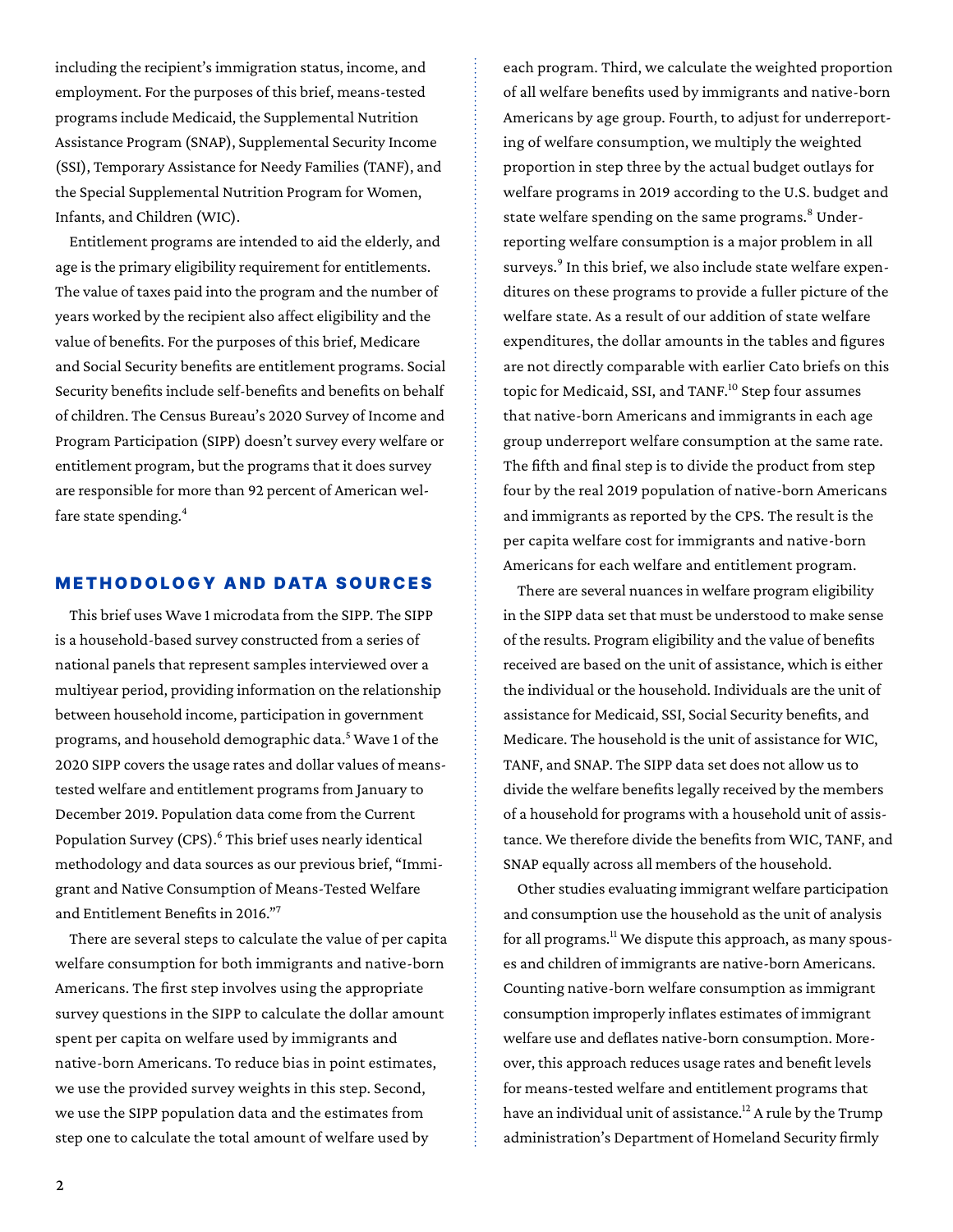including the recipient's immigration status, income, and employment. For the purposes of this brief, means-tested programs include Medicaid, the Supplemental Nutrition Assistance Program (SNAP), Supplemental Security Income (SSI), Temporary Assistance for Needy Families (TANF), and the Special Supplemental Nutrition Program for Women, Infants, and Children (WIC).

Entitlement programs are intended to aid the elderly, and age is the primary eligibility requirement for entitlements. The value of taxes paid into the program and the number of years worked by the recipient also affect eligibility and the value of benefits. For the purposes of this brief, Medicare and Social Security benefits are entitlement programs. Social Security benefits include self-benefits and benefits on behalf of children. The Census Bureau's 2020 Survey of Income and Program Participation (SIPP) doesn't survey every welfare or entitlement program, but the programs that it does survey are responsible for more than 92 percent of American welfare state spending.[4]

## METHODOLOGY AND DATA SOURCES

This brief uses Wave 1 microdata from the SIPP. The SIPP is a household-based survey constructed from a series of national panels that represent samples interviewed over a multiyear period, providing information on the relationship between household income, participation in government programs, and household demographic data.[5] Wave 1 of the 2020 SIPP covers the usage rates and dollar values of means-tested welfare and entitlement programs from January to December 2019. Population data come from the Current Population Survey (CPS).[6] This brief uses nearly identical methodology and data sources as our previous brief, "Immigrant and Native Consumption of Means-Tested Welfare and Entitlement Benefits in 2016."[7]

There are several steps to calculate the value of per capita welfare consumption for both immigrants and native-born Americans. The first step involves using the appropriate survey questions in the SIPP to calculate the dollar amount spent per capita on welfare used by immigrants and native-born Americans. To reduce bias in point estimates, we use the provided survey weights in this step. Second, we use the SIPP population data and the estimates from step one to calculate the total amount of welfare used by each program. Third, we calculate the weighted proportion of all welfare benefits used by immigrants and native-born Americans by age group. Fourth, to adjust for underreporting of welfare consumption, we multiply the weighted proportion in step three by the actual budget outlays for welfare programs in 2019 according to the U.S. budget and state welfare spending on the same programs.[8] Underreporting welfare consumption is a major problem in all surveys.[9] In this brief, we also include state welfare expenditures on these programs to provide a fuller picture of the welfare state. As a result of our addition of state welfare expenditures, the dollar amounts in the tables and figures are not directly comparable with earlier Cato briefs on this topic for Medicaid, SSI, and TANF.[10] Step four assumes that native-born Americans and immigrants in each age group underreport welfare consumption at the same rate. The fifth and final step is to divide the product from step four by the real 2019 population of native-born Americans and immigrants as reported by the CPS. The result is the per capita welfare cost for immigrants and native-born Americans for each welfare and entitlement program.

There are several nuances in welfare program eligibility in the SIPP data set that must be understood to make sense of the results. Program eligibility and the value of benefits received are based on the unit of assistance, which is either the individual or the household. Individuals are the unit of assistance for Medicaid, SSI, Social Security benefits, and Medicare. The household is the unit of assistance for WIC, TANF, and SNAP. The SIPP data set does not allow us to divide the welfare benefits legally received by the members of a household for programs with a household unit of assistance. We therefore divide the benefits from WIC, TANF, and SNAP equally across all members of the household.

Other studies evaluating immigrant welfare participation and consumption use the household as the unit of analysis for all programs.[11] We dispute this approach, as many spouses and children of immigrants are native-born Americans. Counting native-born welfare consumption as immigrant consumption improperly inflates estimates of immigrant welfare use and deflates native-born consumption. Moreover, this approach reduces usage rates and benefit levels for means-tested welfare and entitlement programs that have an individual unit of assistance.[12] A rule by the Trump administration's Department of Homeland Security firmly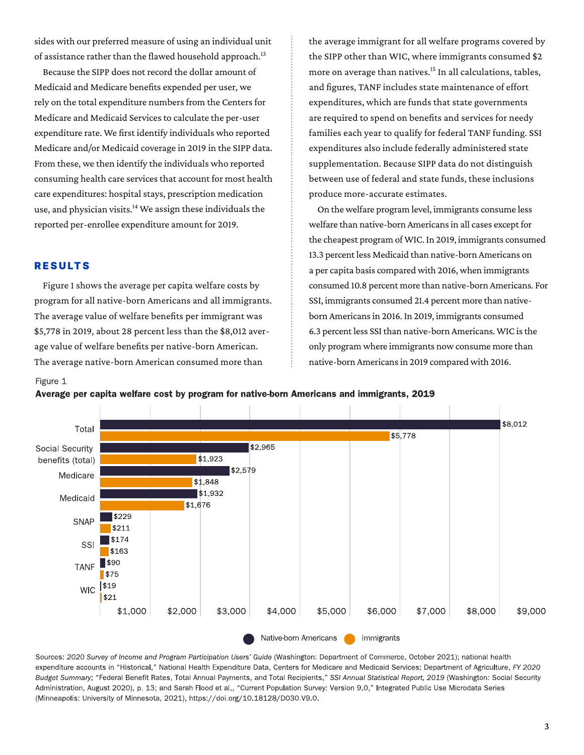sides with our preferred measure of using an individual unit of assistance rather than the flawed household approach.[13]

Because the SIPP does not record the dollar amount of Medicaid and Medicare benefits expended per user, we rely on the total expenditure numbers from the Centers for Medicare and Medicaid Services to calculate the per-user expenditure rate. We first identify individuals who reported Medicare and/or Medicaid coverage in 2019 in the SIPP data. From these, we then identify the individuals who reported consuming health care services that account for most health care expenditures: hospital stays, prescription medication use, and physician visits.[14] We assign these individuals the reported per-enrollee expenditure amount for 2019.

## RESULTS

Figure 1 shows the average per capita welfare costs by program for all native-born Americans and all immigrants. The average value of welfare benefits per immigrant was $5,778 in 2019, about 28 percent less than the $8,012 average value of welfare benefits per native-born American. The average native-born American consumed more than the average immigrant for all welfare programs covered by the SIPP other than WIC, where immigrants consumed $2 more on average than natives.[15] In all calculations, tables, and figures, TANF includes state maintenance of effort expenditures, which are funds that state governments are required to spend on benefits and services for needy families each year to qualify for federal TANF funding. SSI expenditures also include federally administered state supplementation. Because SIPP data do not distinguish between use of federal and state funds, these inclusions produce more-accurate estimates.

On the welfare program level, immigrants consume less welfare than native-born Americans in all cases except for the cheapest program of WIC. In 2019, immigrants consumed 13.3 percent less Medicaid than native-born Americans on a per capita basis compared with 2016, when immigrants consumed 10.8 percent more than native-born Americans. For SSI, immigrants consumed 21.4 percent more than native-born Americans in 2016. In 2019, immigrants consumed 6.3 percent less SSI than native-born Americans. WIC is the only program where immigrants now consume more than native-born Americans in 2019 compared with 2016.

Figure 1

**Average per capita welfare cost by program for native-born Americans and immigrants, 2019**

| Program | Native-born Americans | Immigrants |
|---|---|---|
| Total | $8,012 | $5,778 |
| Social Security benefits (total) | $2,965 | $1,923 |
| Medicare | $2,579 | $1,848 |
| Medicaid | $1,932 | $1,676 |
| SNAP | $229 | $211 |
| SSI | $174 | $163 |
| TANF | $90 | $75 |
| WIC | $19 | $21 |

Sources: *2020 Survey of Income and Program Participation Users' Guide* (Washington: Department of Commerce, October 2021); national health expenditure accounts in "Historical," National Health Expenditure Data, Centers for Medicare and Medicaid Services; Department of Agriculture, *FY 2020 Budget Summary*; "Federal Benefit Rates, Total Annual Payments, and Total Recipients," *SSI Annual Statistical Report, 2019* (Washington: Social Security Administration, August 2020), p. 13; and Sarah Flood et al., "Current Population Survey: Version 9.0," Integrated Public Use Microdata Series (Minneapolis: University of Minnesota, 2021), https://doi.org/10.18128/D030.V9.0.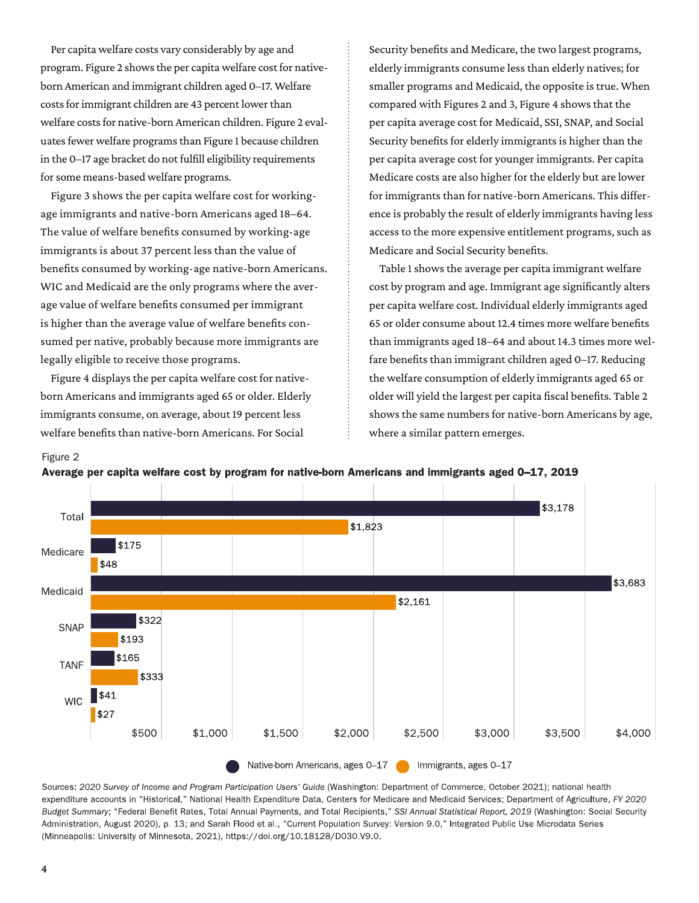Per capita welfare costs vary considerably by age and program. Figure 2 shows the per capita welfare cost for native-born American and immigrant children aged 0–17. Welfare costs for immigrant children are 43 percent lower than welfare costs for native-born American children. Figure 2 evaluates fewer welfare programs than Figure 1 because children in the 0–17 age bracket do not fulfill eligibility requirements for some means-based welfare programs.

Figure 3 shows the per capita welfare cost for working-age immigrants and native-born Americans aged 18–64. The value of welfare benefits consumed by working-age immigrants is about 37 percent less than the value of benefits consumed by working-age native-born Americans. WIC and Medicaid are the only programs where the average value of welfare benefits consumed per immigrant is higher than the average value of welfare benefits consumed per native, probably because more immigrants are legally eligible to receive those programs.

Figure 4 displays the per capita welfare cost for native-born Americans and immigrants aged 65 or older. Elderly immigrants consume, on average, about 19 percent less welfare benefits than native-born Americans. For Social Security benefits and Medicare, the two largest programs, elderly immigrants consume less than elderly natives; for smaller programs and Medicaid, the opposite is true. When compared with Figures 2 and 3, Figure 4 shows that the per capita average cost for Medicaid, SSI, SNAP, and Social Security benefits for elderly immigrants is higher than the per capita average cost for younger immigrants. Per capita Medicare costs are also higher for the elderly but are lower for immigrants than for native-born Americans. This difference is probably the result of elderly immigrants having less access to the more expensive entitlement programs, such as Medicare and Social Security benefits.

Table 1 shows the average per capita immigrant welfare cost by program and age. Immigrant age significantly alters per capita welfare cost. Individual elderly immigrants aged 65 or older consume about 12.4 times more welfare benefits than immigrants aged 18–64 and about 14.3 times more welfare benefits than immigrant children aged 0–17. Reducing the welfare consumption of elderly immigrants aged 65 or older will yield the largest per capita fiscal benefits. Table 2 shows the same numbers for native-born Americans by age, where a similar pattern emerges.

Figure 2

**Average per capita welfare cost by program for native-born Americans and immigrants aged 0–17, 2019**

| Program | Native-born Americans, ages 0–17 | Immigrants, ages 0–17 |
|---|---|---|
| Total | $3,178 | $1,823 |
| Medicare | $175 | $48 |
| Medicaid | $3,683 | $2,161 |
| SNAP | $322 | $193 |
| TANF | $165 | $333 |
| WIC | $41 | $27 |

Sources: *2020 Survey of Income and Program Participation Users' Guide* (Washington: Department of Commerce, October 2021); national health expenditure accounts in "Historical," National Health Expenditure Data, Centers for Medicare and Medicaid Services; Department of Agriculture, *FY 2020 Budget Summary*; "Federal Benefit Rates, Total Annual Payments, and Total Recipients," *SSI Annual Statistical Report, 2019* (Washington: Social Security Administration, August 2020), p. 13; and Sarah Flood et al., "Current Population Survey: Version 9.0," Integrated Public Use Microdata Series (Minneapolis: University of Minnesota, 2021), https://doi.org/10.18128/D030.V9.0.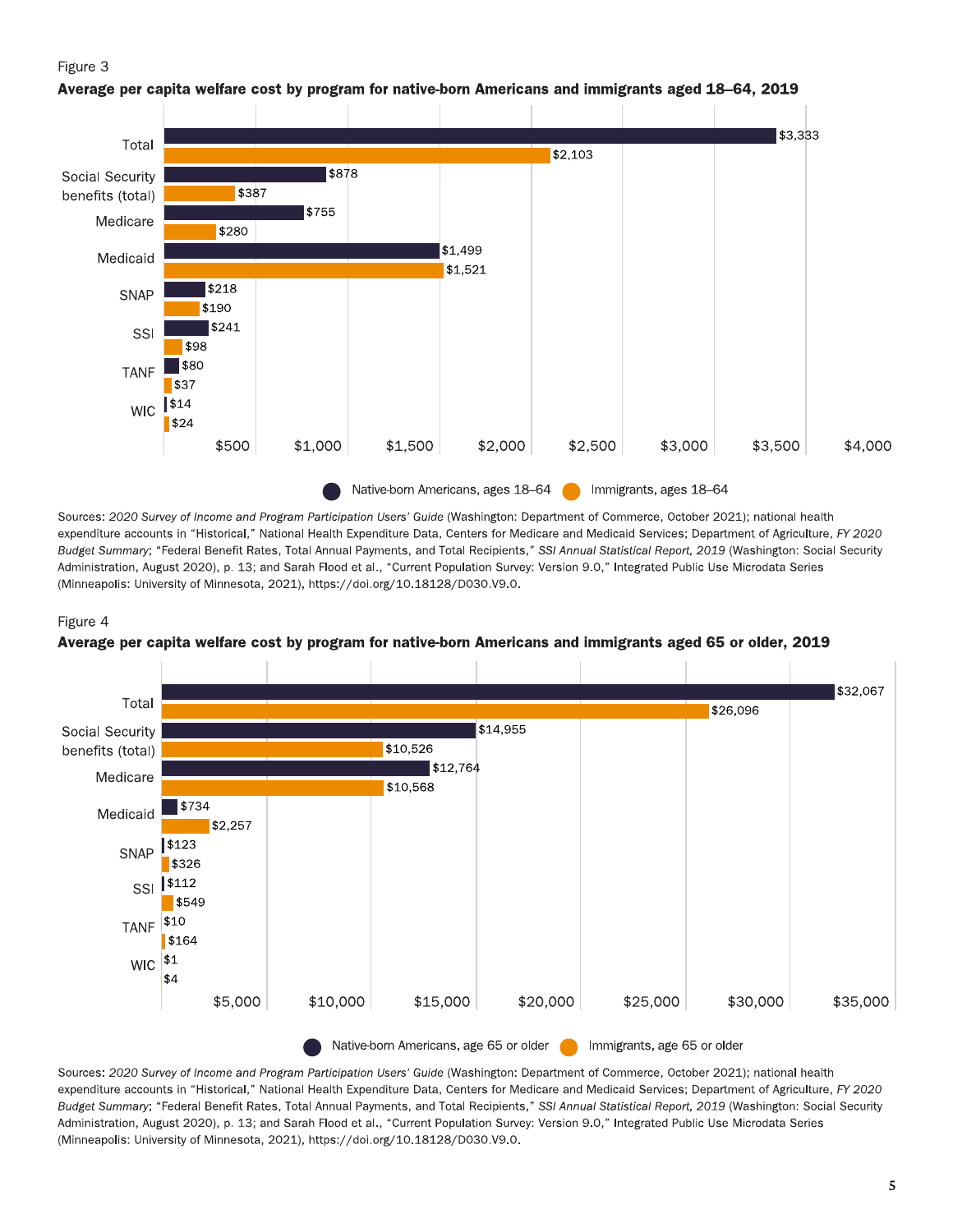Figure 3

**Average per capita welfare cost by program for native-born Americans and immigrants aged 18–64, 2019**

| Program | Native-born Americans, ages 18–64 | Immigrants, ages 18–64 |
|---|---|---|
| Total | $3,333 | $2,103 |
| Social Security benefits (total) | $878 | $387 |
| Medicare | $755 | $280 |
| Medicaid | $1,499 | $1,521 |
| SNAP | $218 | $190 |
| SSI | $241 | $98 |
| TANF | $80 | $37 |
| WIC | $14 | $24 |

Sources: *2020 Survey of Income and Program Participation Users' Guide* (Washington: Department of Commerce, October 2021); national health expenditure accounts in "Historical," National Health Expenditure Data, Centers for Medicare and Medicaid Services; Department of Agriculture, *FY 2020 Budget Summary*; "Federal Benefit Rates, Total Annual Payments, and Total Recipients," *SSI Annual Statistical Report, 2019* (Washington: Social Security Administration, August 2020), p. 13; and Sarah Flood et al., "Current Population Survey: Version 9.0," Integrated Public Use Microdata Series (Minneapolis: University of Minnesota, 2021), https://doi.org/10.18128/D030.V9.0.

Figure 4

**Average per capita welfare cost by program for native-born Americans and immigrants aged 65 or older, 2019**

| Program | Native-born Americans, age 65 or older | Immigrants, age 65 or older |
|---|---|---|
| Total | $32,067 | $26,096 |
| Social Security benefits (total) | $14,955 | $10,526 |
| Medicare | $12,764 | $10,568 |
| Medicaid | $734 | $2,257 |
| SNAP | $123 | $326 |
| SSI | $112 | $549 |
| TANF | $10 | $164 |
| WIC | $1 | $4 |

Sources: *2020 Survey of Income and Program Participation Users' Guide* (Washington: Department of Commerce, October 2021); national health expenditure accounts in "Historical," National Health Expenditure Data, Centers for Medicare and Medicaid Services; Department of Agriculture, *FY 2020 Budget Summary*; "Federal Benefit Rates, Total Annual Payments, and Total Recipients," *SSI Annual Statistical Report, 2019* (Washington: Social Security Administration, August 2020), p. 13; and Sarah Flood et al., "Current Population Survey: Version 9.0," Integrated Public Use Microdata Series (Minneapolis: University of Minnesota, 2021), https://doi.org/10.18128/D030.V9.0.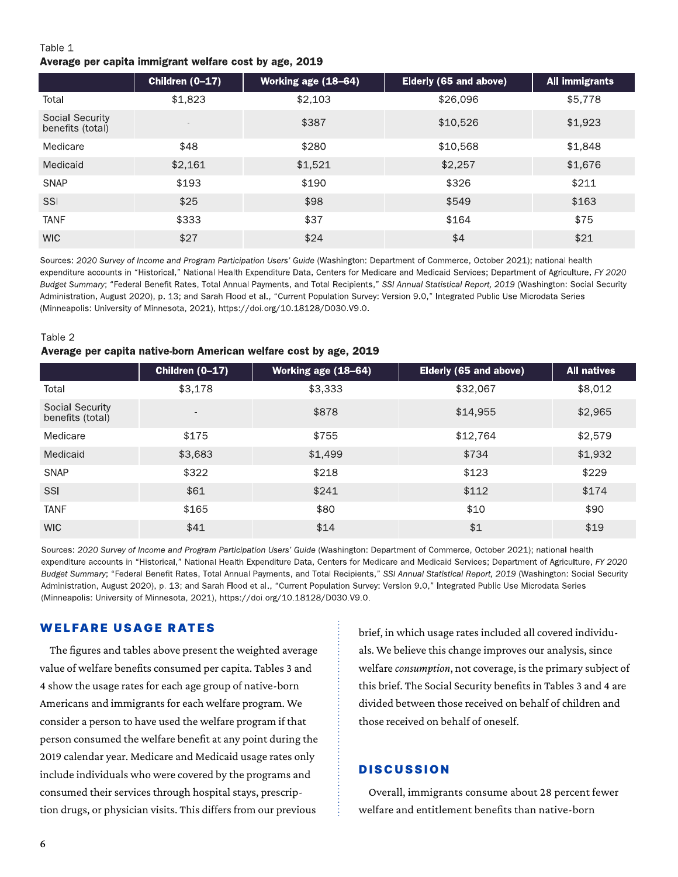Table 1

**Average per capita immigrant welfare cost by age, 2019**

| | Children (0–17) | Working age (18–64) | Elderly (65 and above) | All immigrants |
|---|---|---|---|---|
| Total | $1,823 | $2,103 | $26,096 | $5,778 |
| Social Security benefits (total) | - | $387 | $10,526 | $1,923 |
| Medicare | $48 | $280 | $10,568 | $1,848 |
| Medicaid | $2,161 | $1,521 | $2,257 | $1,676 |
| SNAP | $193 | $190 | $326 | $211 |
| SSI | $25 | $98 | $549 | $163 |
| TANF | $333 | $37 | $164 | $75 |
| WIC | $27 | $24 | $4 | $21 |

Sources: *2020 Survey of Income and Program Participation Users' Guide* (Washington: Department of Commerce, October 2021); national health expenditure accounts in "Historical," National Health Expenditure Data, Centers for Medicare and Medicaid Services; Department of Agriculture, *FY 2020 Budget Summary*; "Federal Benefit Rates, Total Annual Payments, and Total Recipients," *SSI Annual Statistical Report, 2019* (Washington: Social Security Administration, August 2020), p. 13; and Sarah Flood et al., "Current Population Survey: Version 9.0," Integrated Public Use Microdata Series (Minneapolis: University of Minnesota, 2021), https://doi.org/10.18128/D030.V9.0.

Table 2

**Average per capita native-born American welfare cost by age, 2019**

| | Children (0–17) | Working age (18–64) | Elderly (65 and above) | All natives |
|---|---|---|---|---|
| Total | $3,178 | $3,333 | $32,067 | $8,012 |
| Social Security benefits (total) | - | $878 | $14,955 | $2,965 |
| Medicare | $175 | $755 | $12,764 | $2,579 |
| Medicaid | $3,683 | $1,499 | $734 | $1,932 |
| SNAP | $322 | $218 | $123 | $229 |
| SSI | $61 | $241 | $112 | $174 |
| TANF | $165 | $80 | $10 | $90 |
| WIC | $41 | $14 | $1 | $19 |

Sources: *2020 Survey of Income and Program Participation Users' Guide* (Washington: Department of Commerce, October 2021); national health expenditure accounts in "Historical," National Health Expenditure Data, Centers for Medicare and Medicaid Services; Department of Agriculture, *FY 2020 Budget Summary*; "Federal Benefit Rates, Total Annual Payments, and Total Recipients," *SSI Annual Statistical Report, 2019* (Washington: Social Security Administration, August 2020), p. 13; and Sarah Flood et al., "Current Population Survey: Version 9.0," Integrated Public Use Microdata Series (Minneapolis: University of Minnesota, 2021), https://doi.org/10.18128/D030.V9.0.

## WELFARE USAGE RATES

The figures and tables above present the weighted average value of welfare benefits consumed per capita. Tables 3 and 4 show the usage rates for each age group of native-born Americans and immigrants for each welfare program. We consider a person to have used the welfare program if that person consumed the welfare benefit at any point during the 2019 calendar year. Medicare and Medicaid usage rates only include individuals who were covered by the programs and consumed their services through hospital stays, prescription drugs, or physician visits. This differs from our previous brief, in which usage rates included all covered individuals. We believe this change improves our analysis, since welfare *consumption*, not coverage, is the primary subject of this brief. The Social Security benefits in Tables 3 and 4 are divided between those received on behalf of children and those received on behalf of oneself.

## DISCUSSION

Overall, immigrants consume about 28 percent fewer welfare and entitlement benefits than native-born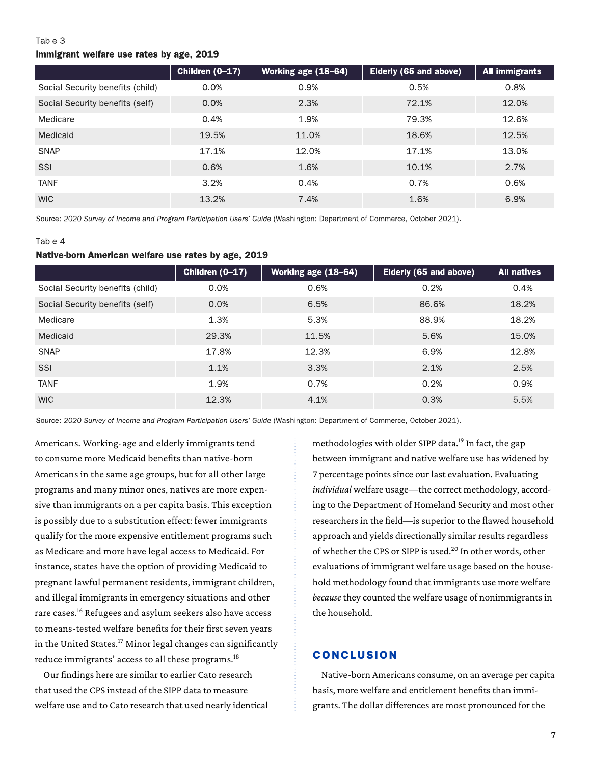Table 3

**immigrant welfare use rates by age, 2019**

| | Children (0–17) | Working age (18–64) | Elderly (65 and above) | All immigrants |
|---|---|---|---|---|
| Social Security benefits (child) | 0.0% | 0.9% | 0.5% | 0.8% |
| Social Security benefits (self) | 0.0% | 2.3% | 72.1% | 12.0% |
| Medicare | 0.4% | 1.9% | 79.3% | 12.6% |
| Medicaid | 19.5% | 11.0% | 18.6% | 12.5% |
| SNAP | 17.1% | 12.0% | 17.1% | 13.0% |
| SSI | 0.6% | 1.6% | 10.1% | 2.7% |
| TANF | 3.2% | 0.4% | 0.7% | 0.6% |
| WIC | 13.2% | 7.4% | 1.6% | 6.9% |

Source: *2020 Survey of Income and Program Participation Users' Guide* (Washington: Department of Commerce, October 2021).

Table 4

**Native-born American welfare use rates by age, 2019**

| | Children (0–17) | Working age (18–64) | Elderly (65 and above) | All natives |
|---|---|---|---|---|
| Social Security benefits (child) | 0.0% | 0.6% | 0.2% | 0.4% |
| Social Security benefits (self) | 0.0% | 6.5% | 86.6% | 18.2% |
| Medicare | 1.3% | 5.3% | 88.9% | 18.2% |
| Medicaid | 29.3% | 11.5% | 5.6% | 15.0% |
| SNAP | 17.8% | 12.3% | 6.9% | 12.8% |
| SSI | 1.1% | 3.3% | 2.1% | 2.5% |
| TANF | 1.9% | 0.7% | 0.2% | 0.9% |
| WIC | 12.3% | 4.1% | 0.3% | 5.5% |

Source: *2020 Survey of Income and Program Participation Users' Guide* (Washington: Department of Commerce, October 2021).

Americans. Working-age and elderly immigrants tend to consume more Medicaid benefits than native-born Americans in the same age groups, but for all other large programs and many minor ones, natives are more expensive than immigrants on a per capita basis. This exception is possibly due to a substitution effect: fewer immigrants qualify for the more expensive entitlement programs such as Medicare and more have legal access to Medicaid. For instance, states have the option of providing Medicaid to pregnant lawful permanent residents, immigrant children, and illegal immigrants in emergency situations and other rare cases.[16] Refugees and asylum seekers also have access to means-tested welfare benefits for their first seven years in the United States.[17] Minor legal changes can significantly reduce immigrants' access to all these programs.[18]

Our findings here are similar to earlier Cato research that used the CPS instead of the SIPP data to measure welfare use and to Cato research that used nearly identical methodologies with older SIPP data.[19] In fact, the gap between immigrant and native welfare use has widened by 7 percentage points since our last evaluation. Evaluating *individual* welfare usage—the correct methodology, according to the Department of Homeland Security and most other researchers in the field—is superior to the flawed household approach and yields directionally similar results regardless of whether the CPS or SIPP is used.[20] In other words, other evaluations of immigrant welfare usage based on the household methodology found that immigrants use more welfare *because* they counted the welfare usage of nonimmigrants in the household.

## CONCLUSION

Native-born Americans consume, on an average per capita basis, more welfare and entitlement benefits than immigrants. The dollar differences are most pronounced for the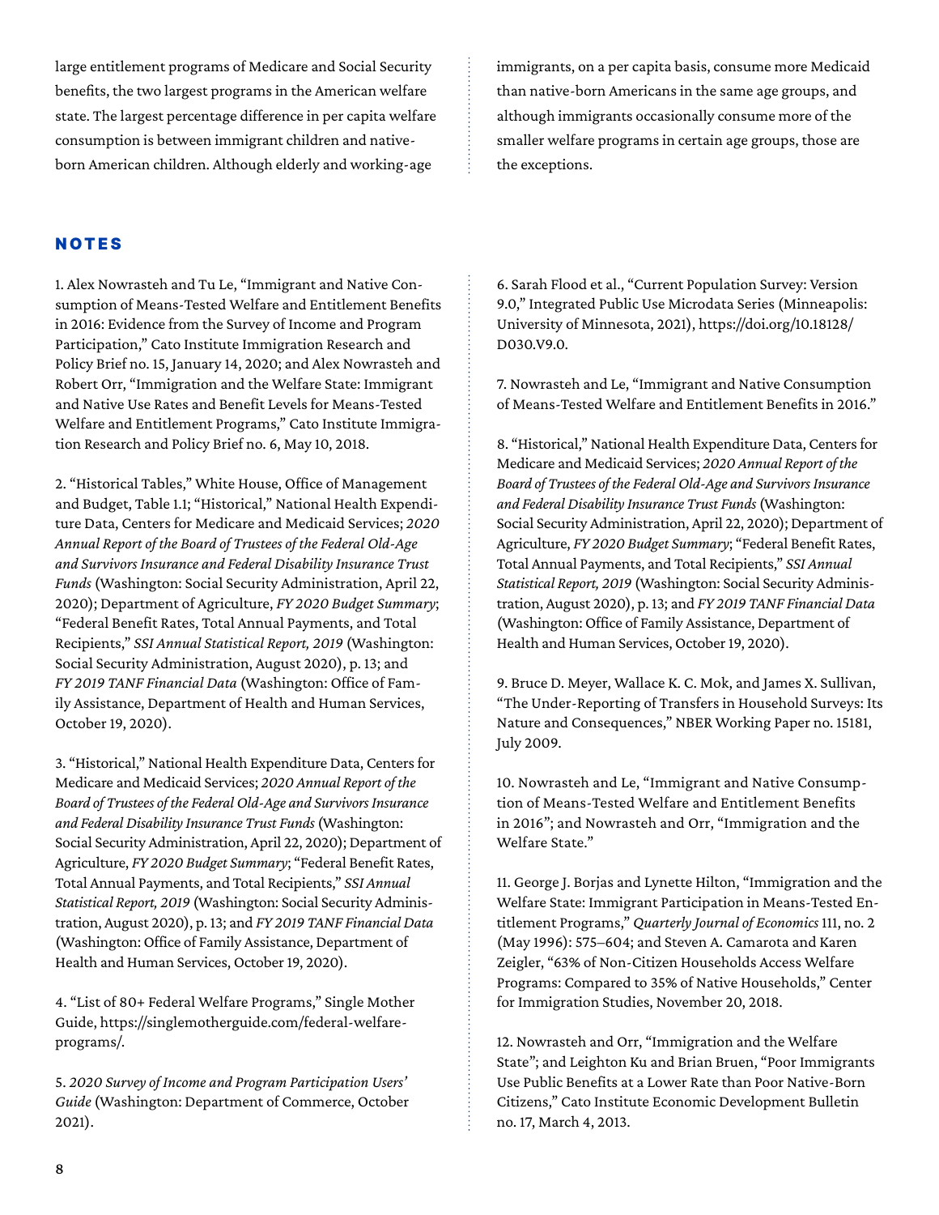large entitlement programs of Medicare and Social Security benefits, the two largest programs in the American welfare state. The largest percentage difference in per capita welfare consumption is between immigrant children and native-born American children. Although elderly and working-age immigrants, on a per capita basis, consume more Medicaid than native-born Americans in the same age groups, and although immigrants occasionally consume more of the smaller welfare programs in certain age groups, those are the exceptions.

## NOTES

1. Alex Nowrasteh and Tu Le, "Immigrant and Native Consumption of Means-Tested Welfare and Entitlement Benefits in 2016: Evidence from the Survey of Income and Program Participation," Cato Institute Immigration Research and Policy Brief no. 15, January 14, 2020; and Alex Nowrasteh and Robert Orr, "Immigration and the Welfare State: Immigrant and Native Use Rates and Benefit Levels for Means-Tested Welfare and Entitlement Programs," Cato Institute Immigration Research and Policy Brief no. 6, May 10, 2018.

2. "Historical Tables," White House, Office of Management and Budget, Table 1.1; "Historical," National Health Expenditure Data, Centers for Medicare and Medicaid Services; *2020 Annual Report of the Board of Trustees of the Federal Old-Age and Survivors Insurance and Federal Disability Insurance Trust Funds* (Washington: Social Security Administration, April 22, 2020); Department of Agriculture, *FY 2020 Budget Summary*; "Federal Benefit Rates, Total Annual Payments, and Total Recipients," *SSI Annual Statistical Report, 2019* (Washington: Social Security Administration, August 2020), p. 13; and *FY 2019 TANF Financial Data* (Washington: Office of Family Assistance, Department of Health and Human Services, October 19, 2020).

3. "Historical," National Health Expenditure Data, Centers for Medicare and Medicaid Services; *2020 Annual Report of the Board of Trustees of the Federal Old-Age and Survivors Insurance and Federal Disability Insurance Trust Funds* (Washington: Social Security Administration, April 22, 2020); Department of Agriculture, *FY 2020 Budget Summary*; "Federal Benefit Rates, Total Annual Payments, and Total Recipients," *SSI Annual Statistical Report, 2019* (Washington: Social Security Administration, August 2020), p. 13; and *FY 2019 TANF Financial Data* (Washington: Office of Family Assistance, Department of Health and Human Services, October 19, 2020).

4. "List of 80+ Federal Welfare Programs," Single Mother Guide, https://singlemotherguide.com/federal-welfare-programs/.

5. *2020 Survey of Income and Program Participation Users' Guide* (Washington: Department of Commerce, October 2021).

6. Sarah Flood et al., "Current Population Survey: Version 9.0," Integrated Public Use Microdata Series (Minneapolis: University of Minnesota, 2021), https://doi.org/10.18128/D030.V9.0.

7. Nowrasteh and Le, "Immigrant and Native Consumption of Means-Tested Welfare and Entitlement Benefits in 2016."

8. "Historical," National Health Expenditure Data, Centers for Medicare and Medicaid Services; *2020 Annual Report of the Board of Trustees of the Federal Old-Age and Survivors Insurance and Federal Disability Insurance Trust Funds* (Washington: Social Security Administration, April 22, 2020); Department of Agriculture, *FY 2020 Budget Summary*; "Federal Benefit Rates, Total Annual Payments, and Total Recipients," *SSI Annual Statistical Report, 2019* (Washington: Social Security Administration, August 2020), p. 13; and *FY 2019 TANF Financial Data* (Washington: Office of Family Assistance, Department of Health and Human Services, October 19, 2020).

9. Bruce D. Meyer, Wallace K. C. Mok, and James X. Sullivan, "The Under-Reporting of Transfers in Household Surveys: Its Nature and Consequences," NBER Working Paper no. 15181, July 2009.

10. Nowrasteh and Le, "Immigrant and Native Consumption of Means-Tested Welfare and Entitlement Benefits in 2016"; and Nowrasteh and Orr, "Immigration and the Welfare State."

11. George J. Borjas and Lynette Hilton, "Immigration and the Welfare State: Immigrant Participation in Means-Tested Entitlement Programs," *Quarterly Journal of Economics* 111, no. 2 (May 1996): 575–604; and Steven A. Camarota and Karen Zeigler, "63% of Non-Citizen Households Access Welfare Programs: Compared to 35% of Native Households," Center for Immigration Studies, November 20, 2018.

12. Nowrasteh and Orr, "Immigration and the Welfare State"; and Leighton Ku and Brian Bruen, "Poor Immigrants Use Public Benefits at a Lower Rate than Poor Native-Born Citizens," Cato Institute Economic Development Bulletin no. 17, March 4, 2013.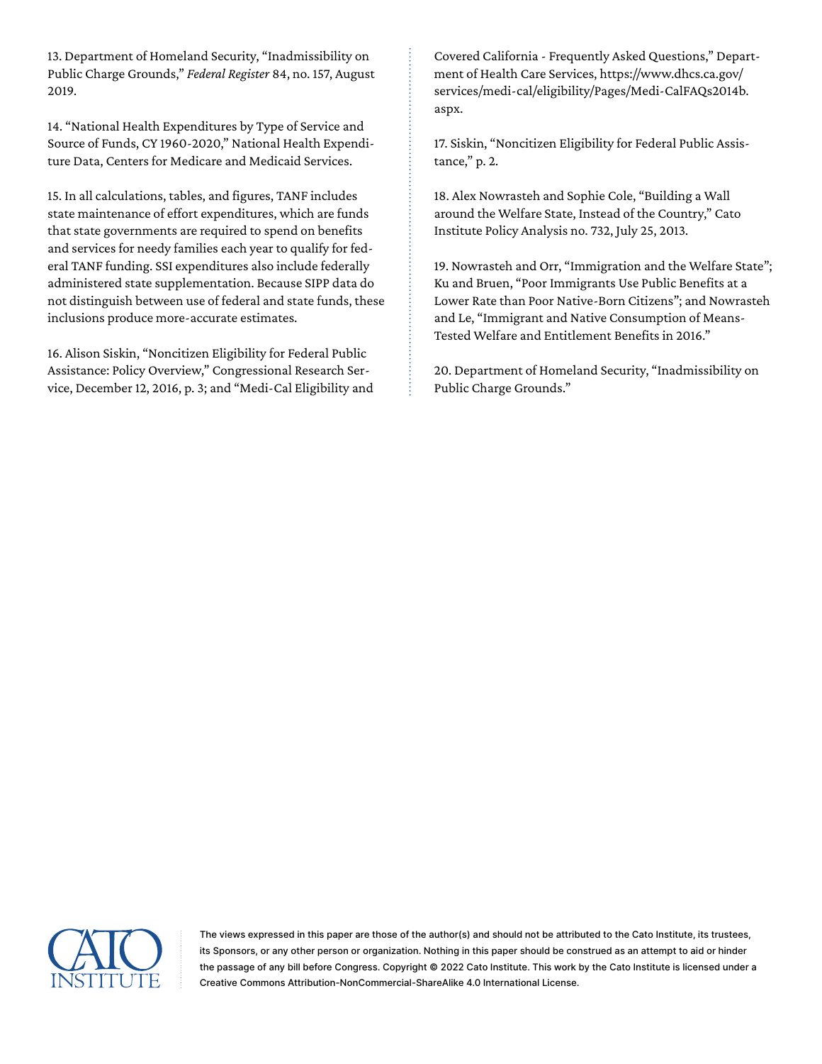13. Department of Homeland Security, "Inadmissibility on Public Charge Grounds," *Federal Register* 84, no. 157, August 2019.

14. "National Health Expenditures by Type of Service and Source of Funds, CY 1960-2020," National Health Expenditure Data, Centers for Medicare and Medicaid Services.

15. In all calculations, tables, and figures, TANF includes state maintenance of effort expenditures, which are funds that state governments are required to spend on benefits and services for needy families each year to qualify for federal TANF funding. SSI expenditures also include federally administered state supplementation. Because SIPP data do not distinguish between use of federal and state funds, these inclusions produce more-accurate estimates.

16. Alison Siskin, "Noncitizen Eligibility for Federal Public Assistance: Policy Overview," Congressional Research Service, December 12, 2016, p. 3; and "Medi-Cal Eligibility and Covered California - Frequently Asked Questions," Department of Health Care Services, https://www.dhcs.ca.gov/services/medi-cal/eligibility/Pages/Medi-CalFAQs2014b.aspx.

17. Siskin, "Noncitizen Eligibility for Federal Public Assistance," p. 2.

18. Alex Nowrasteh and Sophie Cole, "Building a Wall around the Welfare State, Instead of the Country," Cato Institute Policy Analysis no. 732, July 25, 2013.

19. Nowrasteh and Orr, "Immigration and the Welfare State"; Ku and Bruen, "Poor Immigrants Use Public Benefits at a Lower Rate than Poor Native-Born Citizens"; and Nowrasteh and Le, "Immigrant and Native Consumption of Means-Tested Welfare and Entitlement Benefits in 2016."

20. Department of Homeland Security, "Inadmissibility on Public Charge Grounds."

The views expressed in this paper are those of the author(s) and should not be attributed to the Cato Institute, its trustees, its Sponsors, or any other person or organization. Nothing in this paper should be construed as an attempt to aid or hinder the passage of any bill before Congress. Copyright © 2022 Cato Institute. This work by the Cato Institute is licensed under a Creative Commons Attribution-NonCommercial-ShareAlike 4.0 International License.